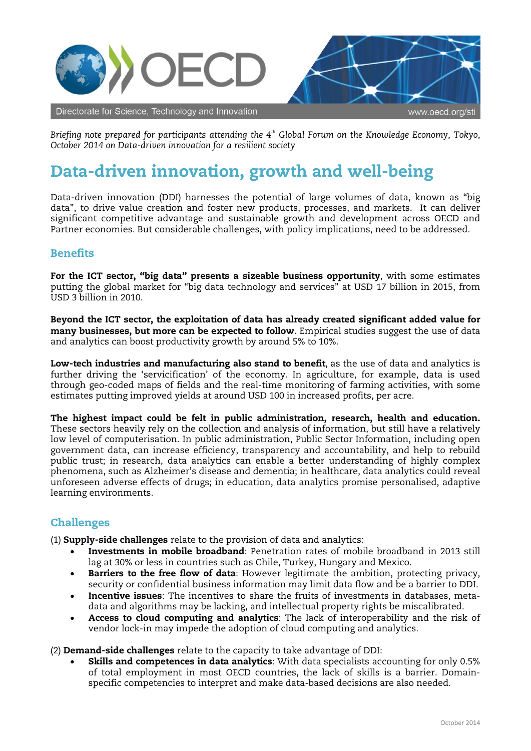Directorate for Science, Technology and Innovation www.oecd.org/sti

*Briefing note prepared for participants attending the 4th Global Forum on the Knowledge Economy, Tokyo, October 2014 on Data-driven innovation for a resilient society*

# Data-driven innovation, growth and well-being

Data-driven innovation (DDI) harnesses the potential of large volumes of data, known as "big data", to drive value creation and foster new products, processes, and markets. It can deliver significant competitive advantage and sustainable growth and development across OECD and Partner economies. But considerable challenges, with policy implications, need to be addressed.

## Benefits

**For the ICT sector, "big data" presents a sizeable business opportunity**, with some estimates putting the global market for "big data technology and services" at USD 17 billion in 2015, from USD 3 billion in 2010.

**Beyond the ICT sector, the exploitation of data has already created significant added value for many businesses, but more can be expected to follow**. Empirical studies suggest the use of data and analytics can boost productivity growth by around 5% to 10%.

**Low-tech industries and manufacturing also stand to benefit**, as the use of data and analytics is further driving the 'servicification' of the economy. In agriculture, for example, data is used through geo-coded maps of fields and the real-time monitoring of farming activities, with some estimates putting improved yields at around USD 100 in increased profits, per acre.

**The highest impact could be felt in public administration, research, health and education.** These sectors heavily rely on the collection and analysis of information, but still have a relatively low level of computerisation. In public administration, Public Sector Information, including open government data, can increase efficiency, transparency and accountability, and help to rebuild public trust; in research, data analytics can enable a better understanding of highly complex phenomena, such as Alzheimer's disease and dementia; in healthcare, data analytics could reveal unforeseen adverse effects of drugs; in education, data analytics promise personalised, adaptive learning environments.

## Challenges

(1) **Supply-side challenges** relate to the provision of data and analytics:

- **Investments in mobile broadband**: Penetration rates of mobile broadband in 2013 still lag at 30% or less in countries such as Chile, Turkey, Hungary and Mexico.
- **Barriers to the free flow of data**: However legitimate the ambition, protecting privacy, security or confidential business information may limit data flow and be a barrier to DDI.
- **Incentive issues**: The incentives to share the fruits of investments in databases, meta-data and algorithms may be lacking, and intellectual property rights be miscalibrated.
- **Access to cloud computing and analytics**: The lack of interoperability and the risk of vendor lock-in may impede the adoption of cloud computing and analytics.

(2) **Demand-side challenges** relate to the capacity to take advantage of DDI:

- **Skills and competences in data analytics**: With data specialists accounting for only 0.5% of total employment in most OECD countries, the lack of skills is a barrier. Domain-specific competencies to interpret and make data-based decisions are also needed.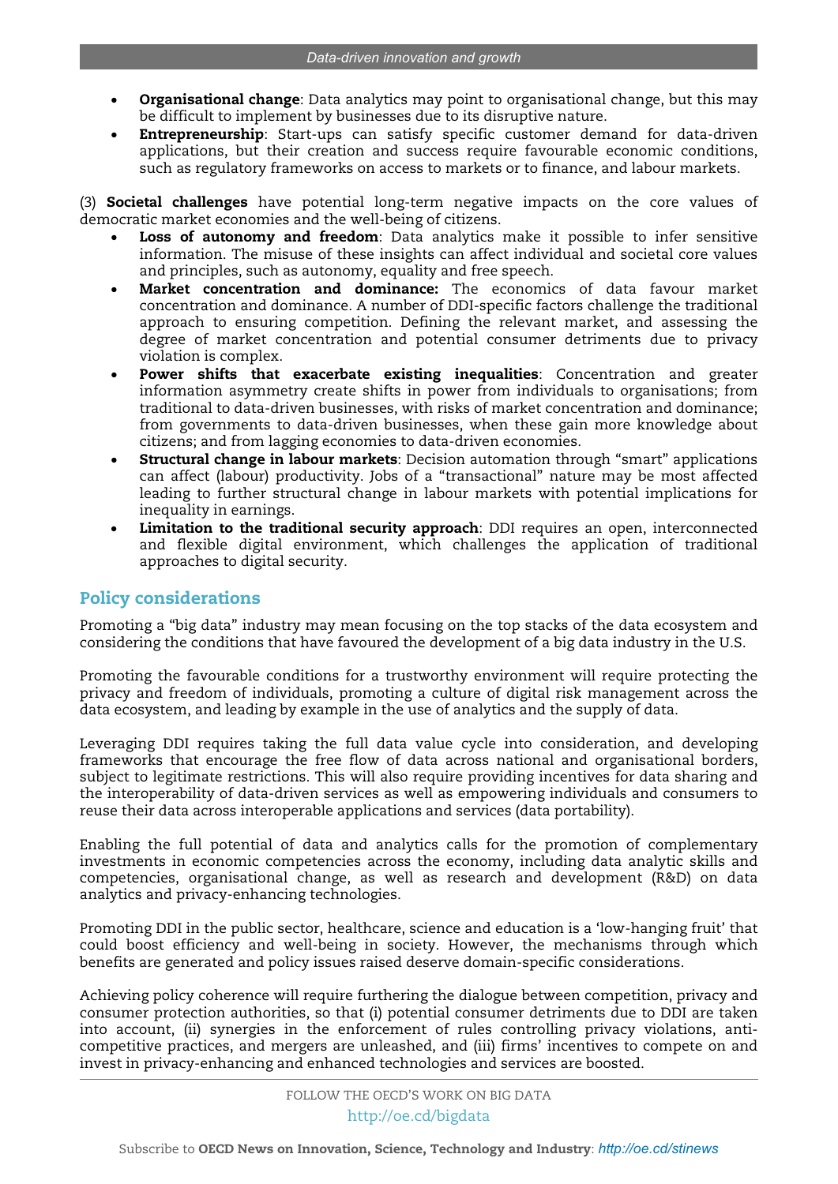- **Organisational change**: Data analytics may point to organisational change, but this may be difficult to implement by businesses due to its disruptive nature.
- **Entrepreneurship**: Start-ups can satisfy specific customer demand for data-driven applications, but their creation and success require favourable economic conditions, such as regulatory frameworks on access to markets or to finance, and labour markets.

(3) **Societal challenges** have potential long-term negative impacts on the core values of democratic market economies and the well-being of citizens.

- **Loss of autonomy and freedom**: Data analytics make it possible to infer sensitive information. The misuse of these insights can affect individual and societal core values and principles, such as autonomy, equality and free speech.
- **Market concentration and dominance:** The economics of data favour market concentration and dominance. A number of DDI-specific factors challenge the traditional approach to ensuring competition. Defining the relevant market, and assessing the degree of market concentration and potential consumer detriments due to privacy violation is complex.
- **Power shifts that exacerbate existing inequalities**: Concentration and greater information asymmetry create shifts in power from individuals to organisations; from traditional to data-driven businesses, with risks of market concentration and dominance; from governments to data-driven businesses, when these gain more knowledge about citizens; and from lagging economies to data-driven economies.
- **Structural change in labour markets**: Decision automation through "smart" applications can affect (labour) productivity. Jobs of a "transactional" nature may be most affected leading to further structural change in labour markets with potential implications for inequality in earnings.
- **Limitation to the traditional security approach**: DDI requires an open, interconnected and flexible digital environment, which challenges the application of traditional approaches to digital security.

## Policy considerations

Promoting a "big data" industry may mean focusing on the top stacks of the data ecosystem and considering the conditions that have favoured the development of a big data industry in the U.S.

Promoting the favourable conditions for a trustworthy environment will require protecting the privacy and freedom of individuals, promoting a culture of digital risk management across the data ecosystem, and leading by example in the use of analytics and the supply of data.

Leveraging DDI requires taking the full data value cycle into consideration, and developing frameworks that encourage the free flow of data across national and organisational borders, subject to legitimate restrictions. This will also require providing incentives for data sharing and the interoperability of data-driven services as well as empowering individuals and consumers to reuse their data across interoperable applications and services (data portability).

Enabling the full potential of data and analytics calls for the promotion of complementary investments in economic competencies across the economy, including data analytic skills and competencies, organisational change, as well as research and development (R&D) on data analytics and privacy-enhancing technologies.

Promoting DDI in the public sector, healthcare, science and education is a 'low-hanging fruit' that could boost efficiency and well-being in society. However, the mechanisms through which benefits are generated and policy issues raised deserve domain-specific considerations.

Achieving policy coherence will require furthering the dialogue between competition, privacy and consumer protection authorities, so that (i) potential consumer detriments due to DDI are taken into account, (ii) synergies in the enforcement of rules controlling privacy violations, anti-competitive practices, and mergers are unleashed, and (iii) firms' incentives to compete on and invest in privacy-enhancing and enhanced technologies and services are boosted.

FOLLOW THE OECD'S WORK ON BIG DATA

http://oe.cd/bigdata

Subscribe to **OECD News on Innovation, Science, Technology and Industry**: *http://oe.cd/stinews*